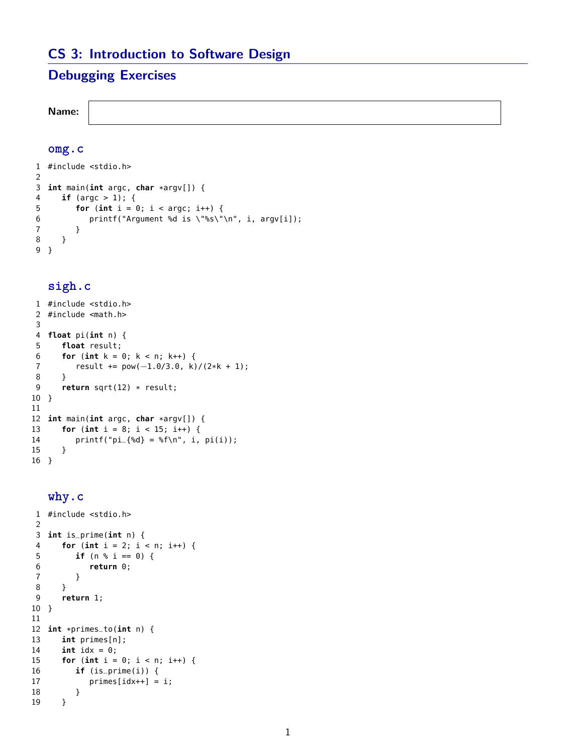## CS 3: Introduction to Software Design

## Debugging Exercises

**Name:**

### omg.c

```
1  #include <stdio.h>
2
3  int main(int argc, char *argv[]) {
4     if (argc > 1); {
5        for (int i = 0; i < argc; i++) {
6           printf("Argument %d is \"%s\"\n", i, argv[i]);
7        }
8     }
9  }
```

### sigh.c

```
1  #include <stdio.h>
2  #include <math.h>
3
4  float pi(int n) {
5     float result;
6     for (int k = 0; k < n; k++) {
7        result += pow(-1.0/3.0, k)/(2*k + 1);
8     }
9     return sqrt(12) * result;
10 }
11
12 int main(int argc, char *argv[]) {
13    for (int i = 8; i < 15; i++) {
14       printf("pi_{%d} = %f\n", i, pi(i));
15    }
16 }
```

### why.c

```
1  #include <stdio.h>
2
3  int is_prime(int n) {
4     for (int i = 2; i < n; i++) {
5        if (n % i == 0) {
6           return 0;
7        }
8     }
9     return 1;
10 }
11
12 int *primes_to(int n) {
13    int primes[n];
14    int idx = 0;
15    for (int i = 0; i < n; i++) {
16       if (is_prime(i)) {
17          primes[idx++] = i;
18       }
19    }
```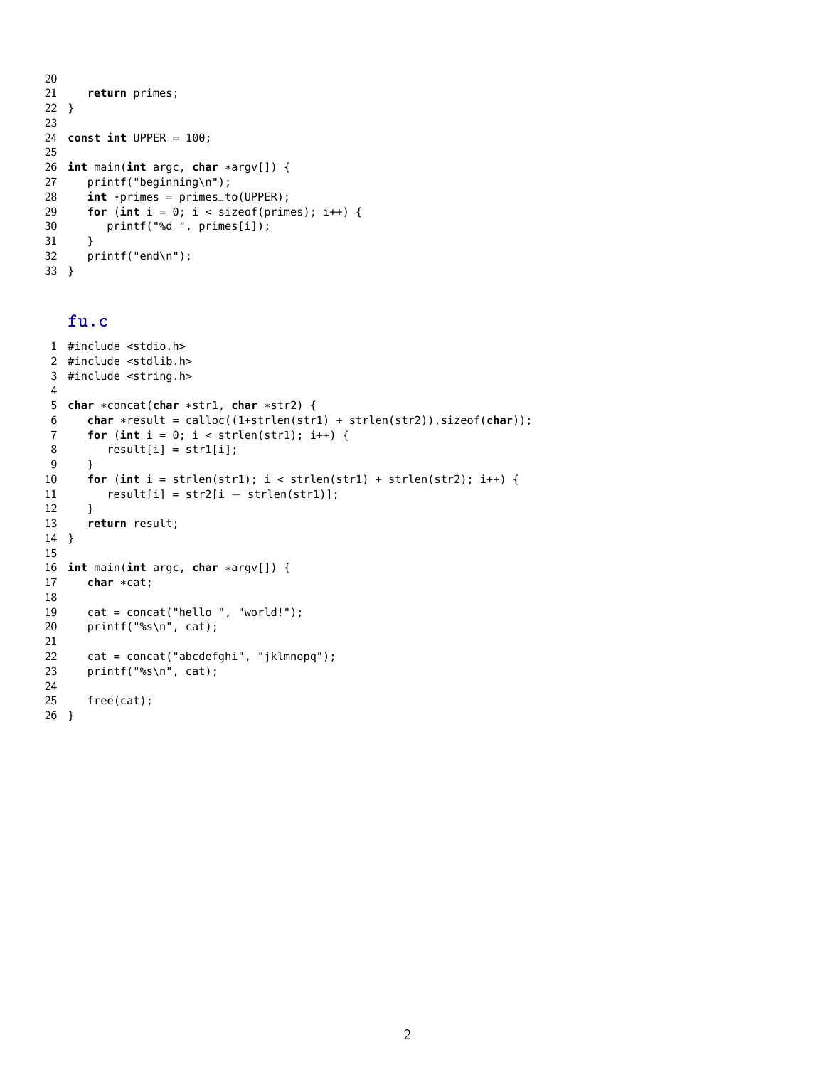```
20
21     return primes;
22  }
23
24  const int UPPER = 100;
25
26  int main(int argc, char *argv[]) {
27     printf("beginning\n");
28     int *primes = primes_to(UPPER);
29     for (int i = 0; i < sizeof(primes); i++) {
30        printf("%d ", primes[i]);
31     }
32     printf("end\n");
33  }
```

## fu.c

```
1  #include <stdio.h>
2  #include <stdlib.h>
3  #include <string.h>
4
5  char *concat(char *str1, char *str2) {
6     char *result = calloc((1+strlen(str1) + strlen(str2)),sizeof(char));
7     for (int i = 0; i < strlen(str1); i++) {
8        result[i] = str1[i];
9     }
10    for (int i = strlen(str1); i < strlen(str1) + strlen(str2); i++) {
11       result[i] = str2[i - strlen(str1)];
12    }
13    return result;
14 }
15
16 int main(int argc, char *argv[]) {
17    char *cat;
18
19    cat = concat("hello ", "world!");
20    printf("%s\n", cat);
21
22    cat = concat("abcdefghi", "jklmnopq");
23    printf("%s\n", cat);
24
25    free(cat);
26 }
```